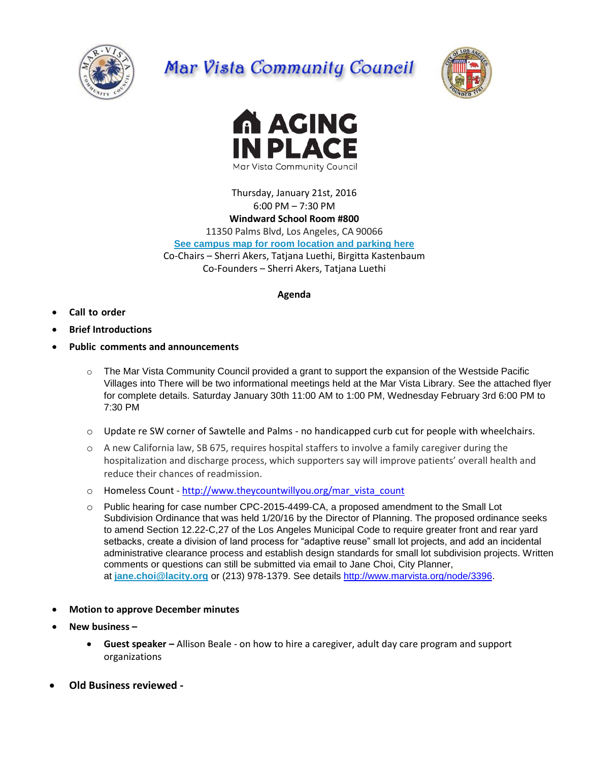# Mar Vista Community Council

## AGING IN PLACE

Mar Vista Community Council

Thursday, January 21st, 2016
6:00 PM – 7:30 PM
**Windward School Room #800**
11350 Palms Blvd, Los Angeles, CA 90066
**See campus map for room location and parking here**
Co-Chairs – Sherri Akers, Tatjana Luethi, Birgitta Kastenbaum
Co-Founders – Sherri Akers, Tatjana Luethi

**Agenda**

- **Call to order**
- **Brief Introductions**
- **Public comments and announcements**
  - The Mar Vista Community Council provided a grant to support the expansion of the Westside Pacific Villages into There will be two informational meetings held at the Mar Vista Library. See the attached flyer for complete details. Saturday January 30th 11:00 AM to 1:00 PM, Wednesday February 3rd 6:00 PM to 7:30 PM
  - Update re SW corner of Sawtelle and Palms - no handicapped curb cut for people with wheelchairs.
  - A new California law, SB 675, requires hospital staffers to involve a family caregiver during the hospitalization and discharge process, which supporters say will improve patients' overall health and reduce their chances of readmission.
  - Homeless Count - http://www.theycountwillyou.org/mar_vista_count
  - Public hearing for case number CPC-2015-4499-CA, a proposed amendment to the Small Lot Subdivision Ordinance that was held 1/20/16 by the Director of Planning. The proposed ordinance seeks to amend Section 12.22-C,27 of the Los Angeles Municipal Code to require greater front and rear yard setbacks, create a division of land process for "adaptive reuse" small lot projects, and add an incidental administrative clearance process and establish design standards for small lot subdivision projects. Written comments or questions can still be submitted via email to Jane Choi, City Planner, at **jane.choi@lacity.org** or (213) 978-1379. See details http://www.marvista.org/node/3396.
- **Motion to approve December minutes**
- **New business –**
  - **Guest speaker –** Allison Beale - on how to hire a caregiver, adult day care program and support organizations
- **Old Business reviewed -**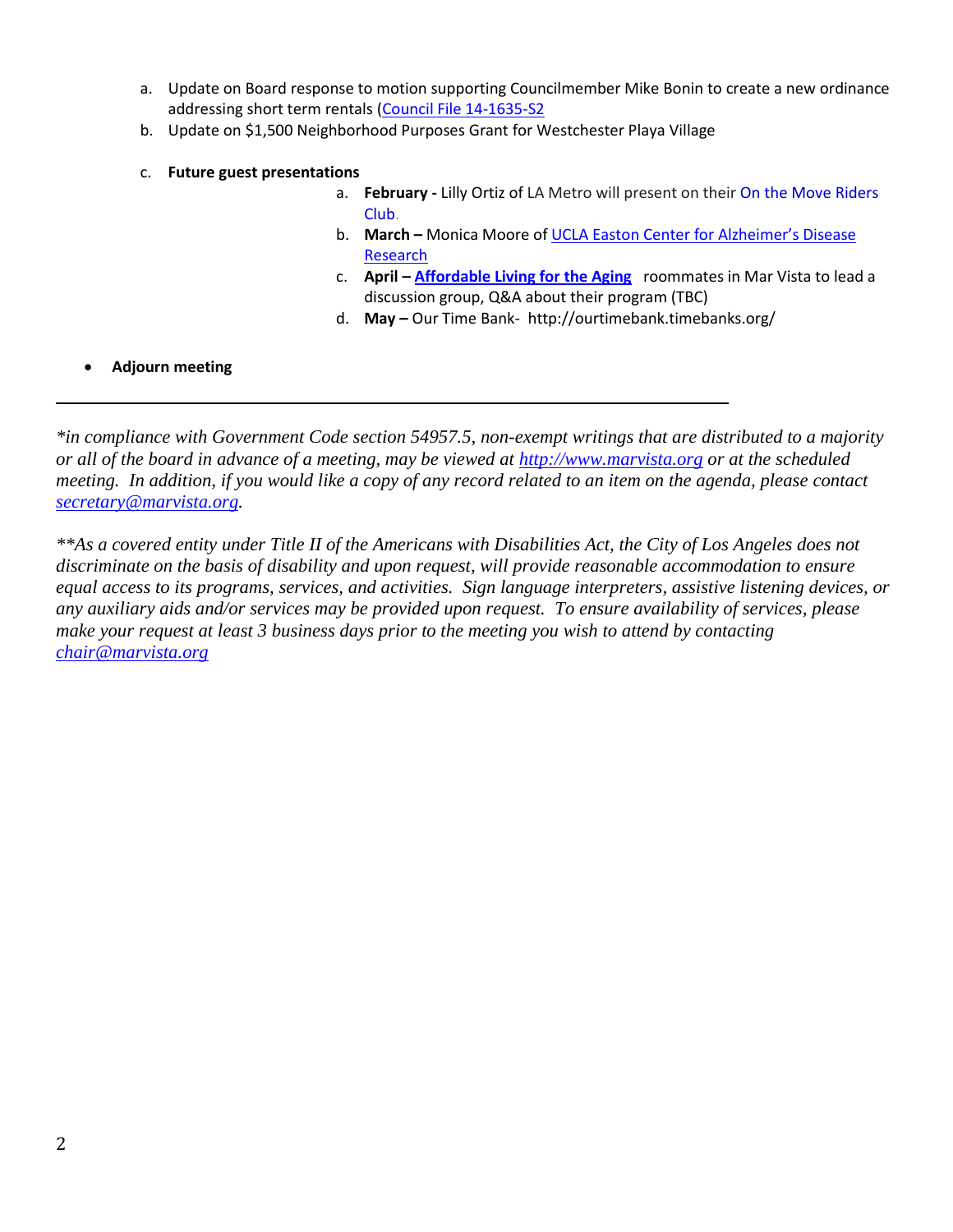a. Update on Board response to motion supporting Councilmember Mike Bonin to create a new ordinance addressing short term rentals (Council File 14-1635-S2
b. Update on $1,500 Neighborhood Purposes Grant for Westchester Playa Village

c. **Future guest presentations**
   a. **February -** Lilly Ortiz of LA Metro will present on their On the Move Riders Club.
   b. **March –** Monica Moore of UCLA Easton Center for Alzheimer's Disease Research
   c. **April – Affordable Living for the Aging** roommates in Mar Vista to lead a discussion group, Q&A about their program (TBC)
   d. **May –** Our Time Bank- http://ourtimebank.timebanks.org/

- **Adjourn meeting**

---

*\*in compliance with Government Code section 54957.5, non-exempt writings that are distributed to a majority or all of the board in advance of a meeting, may be viewed at http://www.marvista.org or at the scheduled meeting. In addition, if you would like a copy of any record related to an item on the agenda, please contact secretary@marvista.org.*

*\*\*As a covered entity under Title II of the Americans with Disabilities Act, the City of Los Angeles does not discriminate on the basis of disability and upon request, will provide reasonable accommodation to ensure equal access to its programs, services, and activities. Sign language interpreters, assistive listening devices, or any auxiliary aids and/or services may be provided upon request. To ensure availability of services, please make your request at least 3 business days prior to the meeting you wish to attend by contacting chair@marvista.org*